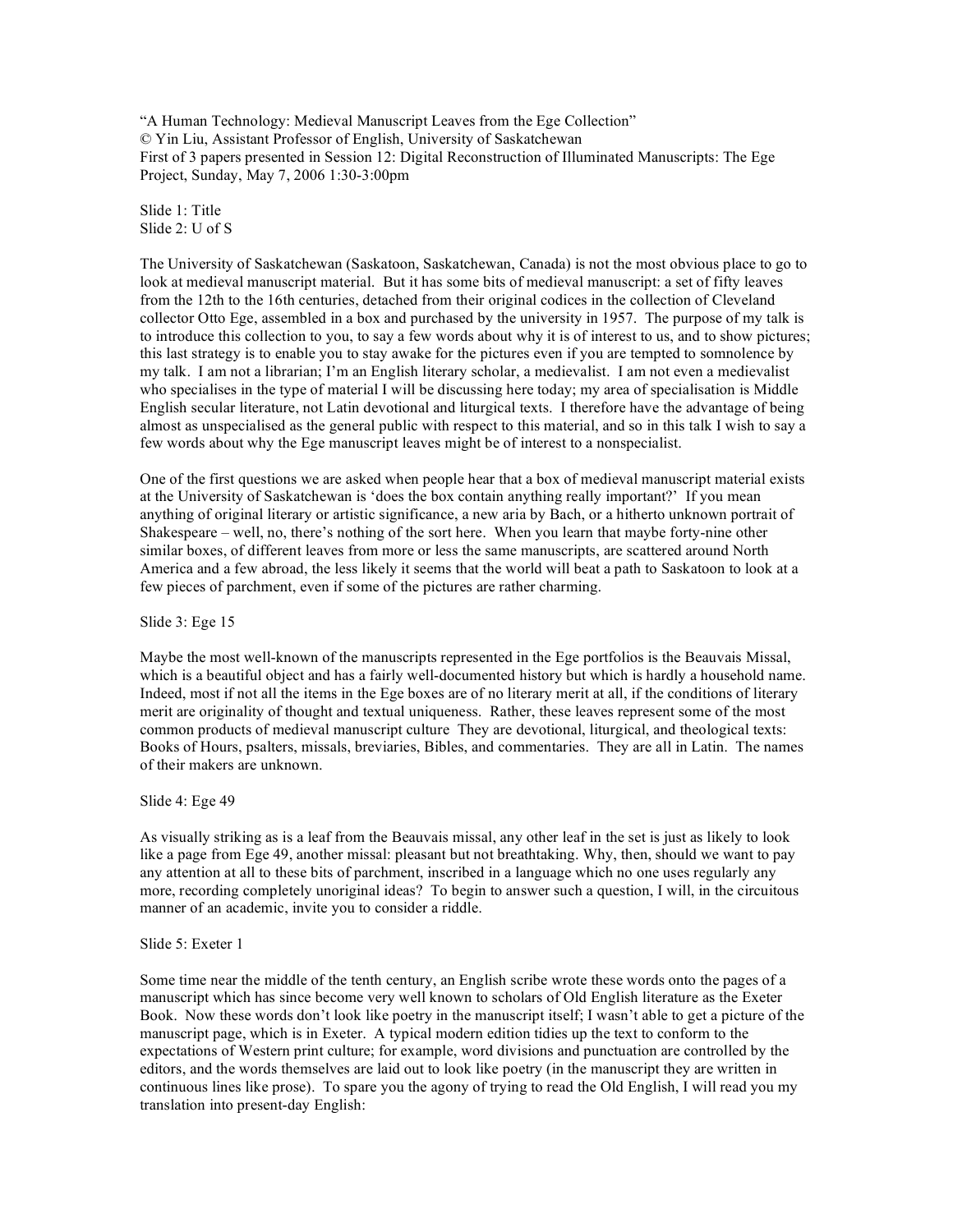"A Human Technology: Medieval Manuscript Leaves from the Ege Collection"
© Yin Liu, Assistant Professor of English, University of Saskatchewan
First of 3 papers presented in Session 12: Digital Reconstruction of Illuminated Manuscripts: The Ege Project, Sunday, May 7, 2006 1:30-3:00pm

Slide 1: Title
Slide 2: U of S

The University of Saskatchewan (Saskatoon, Saskatchewan, Canada) is not the most obvious place to go to look at medieval manuscript material. But it has some bits of medieval manuscript: a set of fifty leaves from the 12th to the 16th centuries, detached from their original codices in the collection of Cleveland collector Otto Ege, assembled in a box and purchased by the university in 1957. The purpose of my talk is to introduce this collection to you, to say a few words about why it is of interest to us, and to show pictures; this last strategy is to enable you to stay awake for the pictures even if you are tempted to somnolence by my talk. I am not a librarian; I'm an English literary scholar, a medievalist. I am not even a medievalist who specialises in the type of material I will be discussing here today; my area of specialisation is Middle English secular literature, not Latin devotional and liturgical texts. I therefore have the advantage of being almost as unspecialised as the general public with respect to this material, and so in this talk I wish to say a few words about why the Ege manuscript leaves might be of interest to a nonspecialist.

One of the first questions we are asked when people hear that a box of medieval manuscript material exists at the University of Saskatchewan is 'does the box contain anything really important?' If you mean anything of original literary or artistic significance, a new aria by Bach, or a hitherto unknown portrait of Shakespeare – well, no, there's nothing of the sort here. When you learn that maybe forty-nine other similar boxes, of different leaves from more or less the same manuscripts, are scattered around North America and a few abroad, the less likely it seems that the world will beat a path to Saskatoon to look at a few pieces of parchment, even if some of the pictures are rather charming.

Slide 3: Ege 15

Maybe the most well-known of the manuscripts represented in the Ege portfolios is the Beauvais Missal, which is a beautiful object and has a fairly well-documented history but which is hardly a household name. Indeed, most if not all the items in the Ege boxes are of no literary merit at all, if the conditions of literary merit are originality of thought and textual uniqueness. Rather, these leaves represent some of the most common products of medieval manuscript culture They are devotional, liturgical, and theological texts: Books of Hours, psalters, missals, breviaries, Bibles, and commentaries. They are all in Latin. The names of their makers are unknown.

Slide 4: Ege 49

As visually striking as is a leaf from the Beauvais missal, any other leaf in the set is just as likely to look like a page from Ege 49, another missal: pleasant but not breathtaking. Why, then, should we want to pay any attention at all to these bits of parchment, inscribed in a language which no one uses regularly any more, recording completely unoriginal ideas? To begin to answer such a question, I will, in the circuitous manner of an academic, invite you to consider a riddle.

Slide 5: Exeter 1

Some time near the middle of the tenth century, an English scribe wrote these words onto the pages of a manuscript which has since become very well known to scholars of Old English literature as the Exeter Book. Now these words don't look like poetry in the manuscript itself; I wasn't able to get a picture of the manuscript page, which is in Exeter. A typical modern edition tidies up the text to conform to the expectations of Western print culture; for example, word divisions and punctuation are controlled by the editors, and the words themselves are laid out to look like poetry (in the manuscript they are written in continuous lines like prose). To spare you the agony of trying to read the Old English, I will read you my translation into present-day English: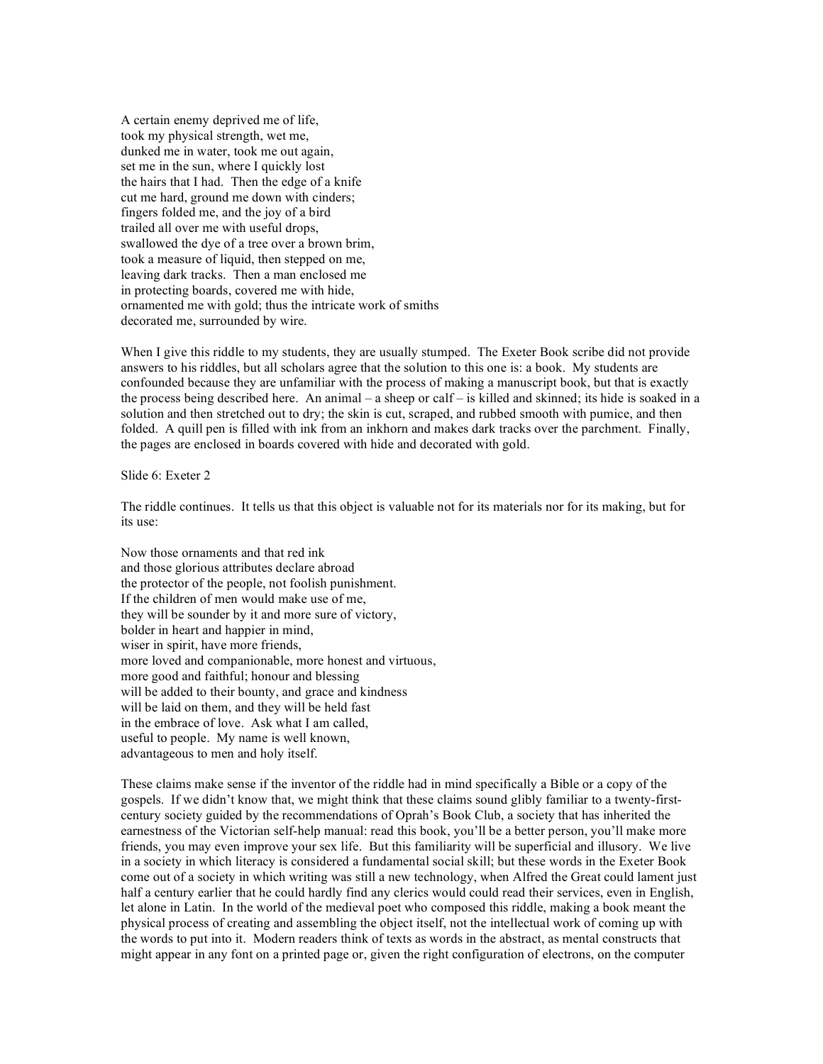A certain enemy deprived me of life,  
took my physical strength, wet me,  
dunked me in water, took me out again,  
set me in the sun, where I quickly lost  
the hairs that I had. Then the edge of a knife  
cut me hard, ground me down with cinders;  
fingers folded me, and the joy of a bird  
trailed all over me with useful drops,  
swallowed the dye of a tree over a brown brim,  
took a measure of liquid, then stepped on me,  
leaving dark tracks. Then a man enclosed me  
in protecting boards, covered me with hide,  
ornamented me with gold; thus the intricate work of smiths  
decorated me, surrounded by wire.

When I give this riddle to my students, they are usually stumped. The Exeter Book scribe did not provide answers to his riddles, but all scholars agree that the solution to this one is: a book. My students are confounded because they are unfamiliar with the process of making a manuscript book, but that is exactly the process being described here. An animal – a sheep or calf – is killed and skinned; its hide is soaked in a solution and then stretched out to dry; the skin is cut, scraped, and rubbed smooth with pumice, and then folded. A quill pen is filled with ink from an inkhorn and makes dark tracks over the parchment. Finally, the pages are enclosed in boards covered with hide and decorated with gold.

Slide 6: Exeter 2

The riddle continues. It tells us that this object is valuable not for its materials nor for its making, but for its use:

Now those ornaments and that red ink  
and those glorious attributes declare abroad  
the protector of the people, not foolish punishment.  
If the children of men would make use of me,  
they will be sounder by it and more sure of victory,  
bolder in heart and happier in mind,  
wiser in spirit, have more friends,  
more loved and companionable, more honest and virtuous,  
more good and faithful; honour and blessing  
will be added to their bounty, and grace and kindness  
will be laid on them, and they will be held fast  
in the embrace of love. Ask what I am called,  
useful to people. My name is well known,  
advantageous to men and holy itself.

These claims make sense if the inventor of the riddle had in mind specifically a Bible or a copy of the gospels. If we didn't know that, we might think that these claims sound glibly familiar to a twenty-first-century society guided by the recommendations of Oprah's Book Club, a society that has inherited the earnestness of the Victorian self-help manual: read this book, you'll be a better person, you'll make more friends, you may even improve your sex life. But this familiarity will be superficial and illusory. We live in a society in which literacy is considered a fundamental social skill; but these words in the Exeter Book come out of a society in which writing was still a new technology, when Alfred the Great could lament just half a century earlier that he could hardly find any clerics would could read their services, even in English, let alone in Latin. In the world of the medieval poet who composed this riddle, making a book meant the physical process of creating and assembling the object itself, not the intellectual work of coming up with the words to put into it. Modern readers think of texts as words in the abstract, as mental constructs that might appear in any font on a printed page or, given the right configuration of electrons, on the computer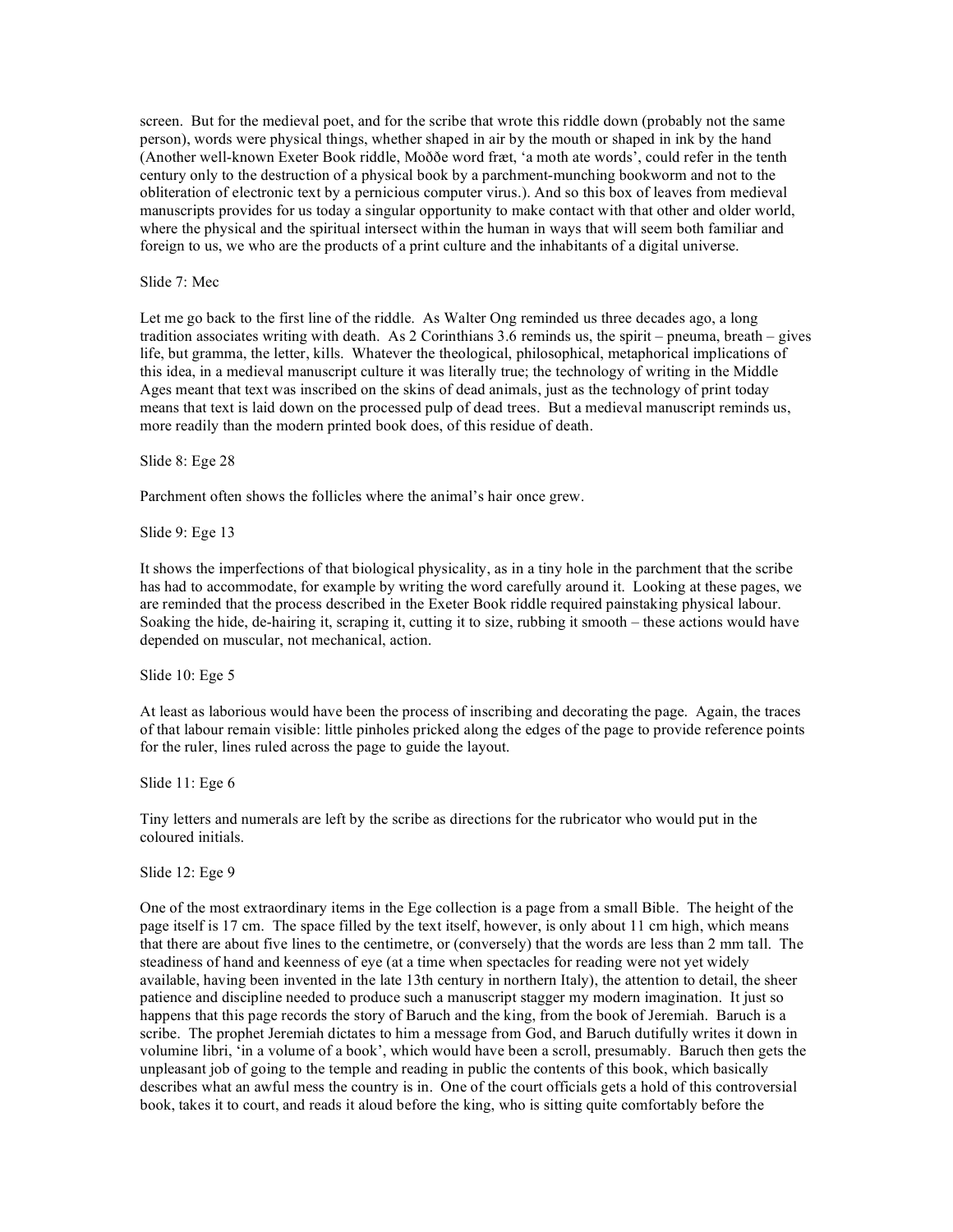screen. But for the medieval poet, and for the scribe that wrote this riddle down (probably not the same person), words were physical things, whether shaped in air by the mouth or shaped in ink by the hand (Another well-known Exeter Book riddle, Moððe word fræt, 'a moth ate words', could refer in the tenth century only to the destruction of a physical book by a parchment-munching bookworm and not to the obliteration of electronic text by a pernicious computer virus.). And so this box of leaves from medieval manuscripts provides for us today a singular opportunity to make contact with that other and older world, where the physical and the spiritual intersect within the human in ways that will seem both familiar and foreign to us, we who are the products of a print culture and the inhabitants of a digital universe.

Slide 7: Mec

Let me go back to the first line of the riddle. As Walter Ong reminded us three decades ago, a long tradition associates writing with death. As 2 Corinthians 3.6 reminds us, the spirit – pneuma, breath – gives life, but gramma, the letter, kills. Whatever the theological, philosophical, metaphorical implications of this idea, in a medieval manuscript culture it was literally true; the technology of writing in the Middle Ages meant that text was inscribed on the skins of dead animals, just as the technology of print today means that text is laid down on the processed pulp of dead trees. But a medieval manuscript reminds us, more readily than the modern printed book does, of this residue of death.

Slide 8: Ege 28

Parchment often shows the follicles where the animal's hair once grew.

Slide 9: Ege 13

It shows the imperfections of that biological physicality, as in a tiny hole in the parchment that the scribe has had to accommodate, for example by writing the word carefully around it. Looking at these pages, we are reminded that the process described in the Exeter Book riddle required painstaking physical labour. Soaking the hide, de-hairing it, scraping it, cutting it to size, rubbing it smooth – these actions would have depended on muscular, not mechanical, action.

Slide 10: Ege 5

At least as laborious would have been the process of inscribing and decorating the page. Again, the traces of that labour remain visible: little pinholes pricked along the edges of the page to provide reference points for the ruler, lines ruled across the page to guide the layout.

Slide 11: Ege 6

Tiny letters and numerals are left by the scribe as directions for the rubricator who would put in the coloured initials.

Slide 12: Ege 9

One of the most extraordinary items in the Ege collection is a page from a small Bible. The height of the page itself is 17 cm. The space filled by the text itself, however, is only about 11 cm high, which means that there are about five lines to the centimetre, or (conversely) that the words are less than 2 mm tall. The steadiness of hand and keenness of eye (at a time when spectacles for reading were not yet widely available, having been invented in the late 13th century in northern Italy), the attention to detail, the sheer patience and discipline needed to produce such a manuscript stagger my modern imagination. It just so happens that this page records the story of Baruch and the king, from the book of Jeremiah. Baruch is a scribe. The prophet Jeremiah dictates to him a message from God, and Baruch dutifully writes it down in volumine libri, 'in a volume of a book', which would have been a scroll, presumably. Baruch then gets the unpleasant job of going to the temple and reading in public the contents of this book, which basically describes what an awful mess the country is in. One of the court officials gets a hold of this controversial book, takes it to court, and reads it aloud before the king, who is sitting quite comfortably before the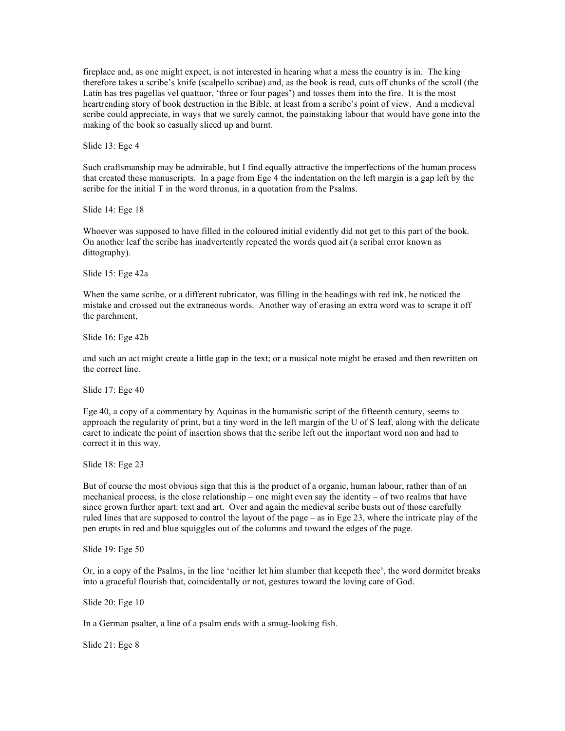fireplace and, as one might expect, is not interested in hearing what a mess the country is in. The king therefore takes a scribe's knife (scalpello scribae) and, as the book is read, cuts off chunks of the scroll (the Latin has tres pagellas vel quattuor, 'three or four pages') and tosses them into the fire. It is the most heartrending story of book destruction in the Bible, at least from a scribe's point of view. And a medieval scribe could appreciate, in ways that we surely cannot, the painstaking labour that would have gone into the making of the book so casually sliced up and burnt.

Slide 13: Ege 4

Such craftsmanship may be admirable, but I find equally attractive the imperfections of the human process that created these manuscripts. In a page from Ege 4 the indentation on the left margin is a gap left by the scribe for the initial T in the word thronus, in a quotation from the Psalms.

Slide 14: Ege 18

Whoever was supposed to have filled in the coloured initial evidently did not get to this part of the book. On another leaf the scribe has inadvertently repeated the words quod ait (a scribal error known as dittography).

Slide 15: Ege 42a

When the same scribe, or a different rubricator, was filling in the headings with red ink, he noticed the mistake and crossed out the extraneous words. Another way of erasing an extra word was to scrape it off the parchment,

Slide 16: Ege 42b

and such an act might create a little gap in the text; or a musical note might be erased and then rewritten on the correct line.

Slide 17: Ege 40

Ege 40, a copy of a commentary by Aquinas in the humanistic script of the fifteenth century, seems to approach the regularity of print, but a tiny word in the left margin of the U of S leaf, along with the delicate caret to indicate the point of insertion shows that the scribe left out the important word non and had to correct it in this way.

Slide 18: Ege 23

But of course the most obvious sign that this is the product of a organic, human labour, rather than of an mechanical process, is the close relationship – one might even say the identity – of two realms that have since grown further apart: text and art. Over and again the medieval scribe busts out of those carefully ruled lines that are supposed to control the layout of the page – as in Ege 23, where the intricate play of the pen erupts in red and blue squiggles out of the columns and toward the edges of the page.

Slide 19: Ege 50

Or, in a copy of the Psalms, in the line 'neither let him slumber that keepeth thee', the word dormitet breaks into a graceful flourish that, coincidentally or not, gestures toward the loving care of God.

Slide 20: Ege 10

In a German psalter, a line of a psalm ends with a smug-looking fish.

Slide 21: Ege 8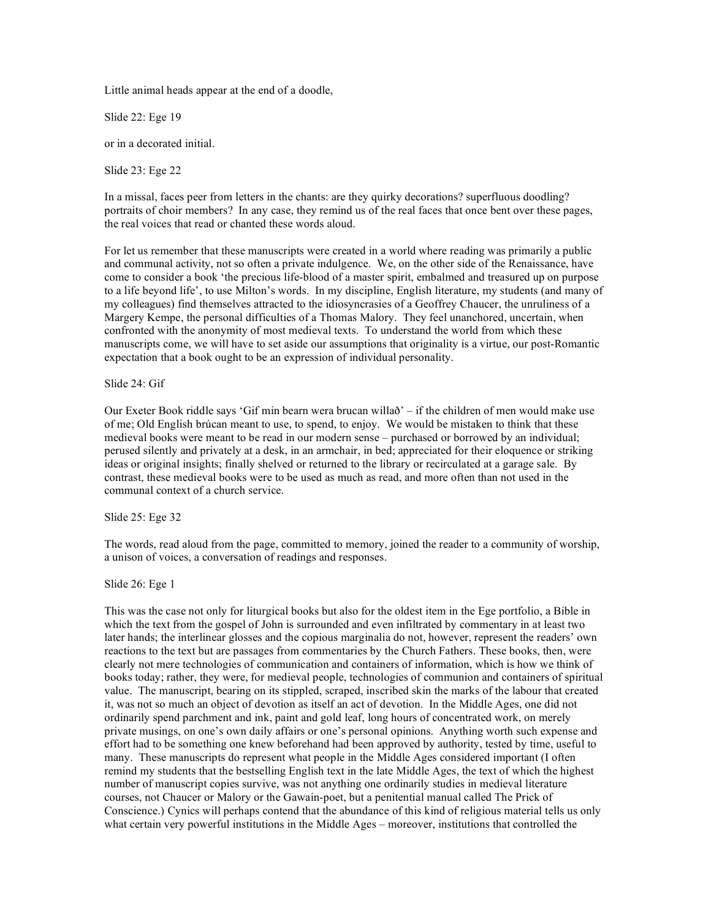Little animal heads appear at the end of a doodle,

Slide 22: Ege 19

or in a decorated initial.

Slide 23: Ege 22

In a missal, faces peer from letters in the chants: are they quirky decorations? superfluous doodling? portraits of choir members? In any case, they remind us of the real faces that once bent over these pages, the real voices that read or chanted these words aloud.

For let us remember that these manuscripts were created in a world where reading was primarily a public and communal activity, not so often a private indulgence. We, on the other side of the Renaissance, have come to consider a book 'the precious life-blood of a master spirit, embalmed and treasured up on purpose to a life beyond life', to use Milton's words. In my discipline, English literature, my students (and many of my colleagues) find themselves attracted to the idiosyncrasies of a Geoffrey Chaucer, the unruliness of a Margery Kempe, the personal difficulties of a Thomas Malory. They feel unanchored, uncertain, when confronted with the anonymity of most medieval texts. To understand the world from which these manuscripts come, we will have to set aside our assumptions that originality is a virtue, our post-Romantic expectation that a book ought to be an expression of individual personality.

Slide 24: Gif

Our Exeter Book riddle says 'Gif min bearn wera brucan willað' – if the children of men would make use of me; Old English brúcan meant to use, to spend, to enjoy. We would be mistaken to think that these medieval books were meant to be read in our modern sense – purchased or borrowed by an individual; perused silently and privately at a desk, in an armchair, in bed; appreciated for their eloquence or striking ideas or original insights; finally shelved or returned to the library or recirculated at a garage sale. By contrast, these medieval books were to be used as much as read, and more often than not used in the communal context of a church service.

Slide 25: Ege 32

The words, read aloud from the page, committed to memory, joined the reader to a community of worship, a unison of voices, a conversation of readings and responses.

Slide 26: Ege 1

This was the case not only for liturgical books but also for the oldest item in the Ege portfolio, a Bible in which the text from the gospel of John is surrounded and even infiltrated by commentary in at least two later hands; the interlinear glosses and the copious marginalia do not, however, represent the readers' own reactions to the text but are passages from commentaries by the Church Fathers. These books, then, were clearly not mere technologies of communication and containers of information, which is how we think of books today; rather, they were, for medieval people, technologies of communion and containers of spiritual value. The manuscript, bearing on its stippled, scraped, inscribed skin the marks of the labour that created it, was not so much an object of devotion as itself an act of devotion. In the Middle Ages, one did not ordinarily spend parchment and ink, paint and gold leaf, long hours of concentrated work, on merely private musings, on one's own daily affairs or one's personal opinions. Anything worth such expense and effort had to be something one knew beforehand had been approved by authority, tested by time, useful to many. These manuscripts do represent what people in the Middle Ages considered important (I often remind my students that the bestselling English text in the late Middle Ages, the text of which the highest number of manuscript copies survive, was not anything one ordinarily studies in medieval literature courses, not Chaucer or Malory or the Gawain-poet, but a penitential manual called The Prick of Conscience.) Cynics will perhaps contend that the abundance of this kind of religious material tells us only what certain very powerful institutions in the Middle Ages – moreover, institutions that controlled the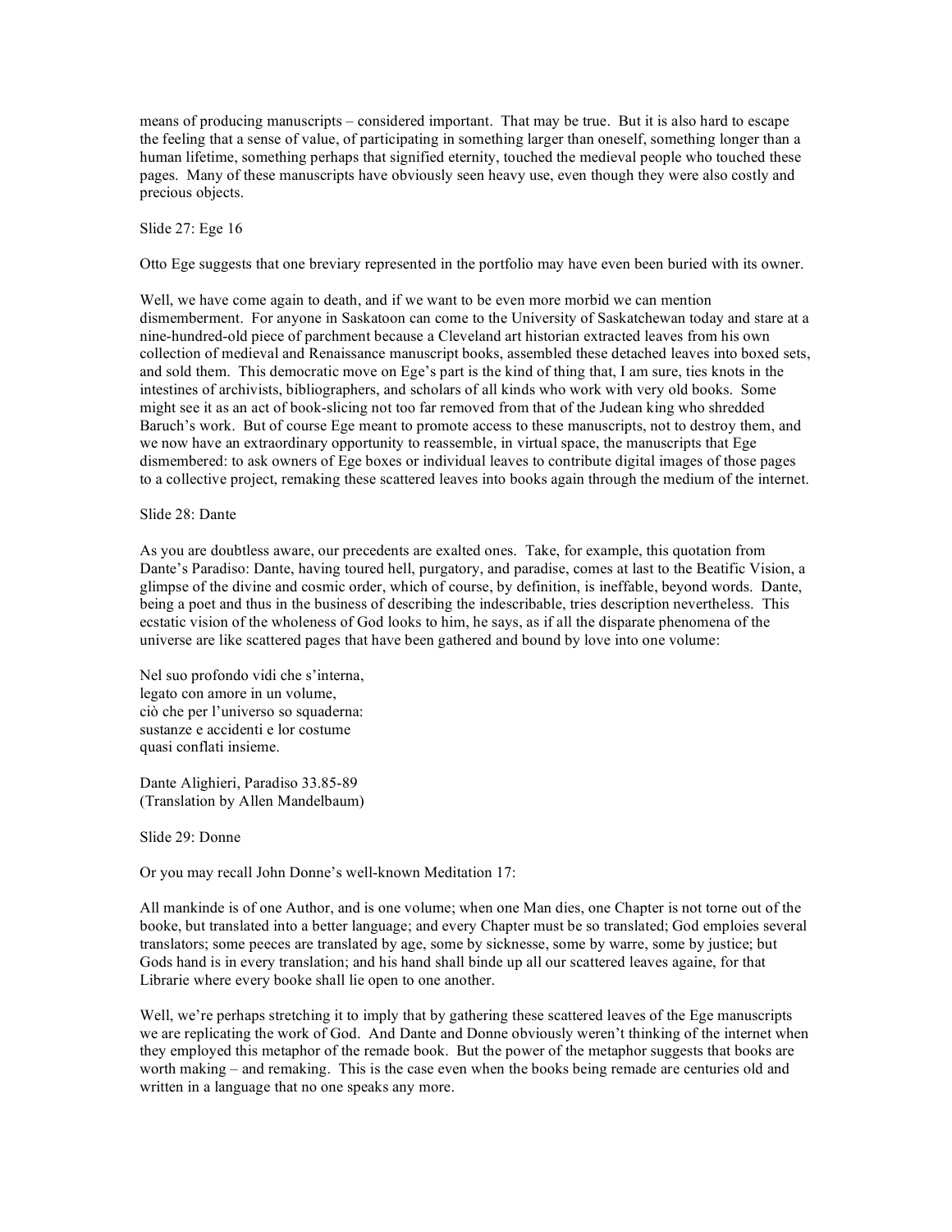means of producing manuscripts – considered important. That may be true. But it is also hard to escape the feeling that a sense of value, of participating in something larger than oneself, something longer than a human lifetime, something perhaps that signified eternity, touched the medieval people who touched these pages. Many of these manuscripts have obviously seen heavy use, even though they were also costly and precious objects.

Slide 27: Ege 16

Otto Ege suggests that one breviary represented in the portfolio may have even been buried with its owner.

Well, we have come again to death, and if we want to be even more morbid we can mention dismemberment. For anyone in Saskatoon can come to the University of Saskatchewan today and stare at a nine-hundred-old piece of parchment because a Cleveland art historian extracted leaves from his own collection of medieval and Renaissance manuscript books, assembled these detached leaves into boxed sets, and sold them. This democratic move on Ege's part is the kind of thing that, I am sure, ties knots in the intestines of archivists, bibliographers, and scholars of all kinds who work with very old books. Some might see it as an act of book-slicing not too far removed from that of the Judean king who shredded Baruch's work. But of course Ege meant to promote access to these manuscripts, not to destroy them, and we now have an extraordinary opportunity to reassemble, in virtual space, the manuscripts that Ege dismembered: to ask owners of Ege boxes or individual leaves to contribute digital images of those pages to a collective project, remaking these scattered leaves into books again through the medium of the internet.

Slide 28: Dante

As you are doubtless aware, our precedents are exalted ones. Take, for example, this quotation from Dante's Paradiso: Dante, having toured hell, purgatory, and paradise, comes at last to the Beatific Vision, a glimpse of the divine and cosmic order, which of course, by definition, is ineffable, beyond words. Dante, being a poet and thus in the business of describing the indescribable, tries description nevertheless. This ecstatic vision of the wholeness of God looks to him, he says, as if all the disparate phenomena of the universe are like scattered pages that have been gathered and bound by love into one volume:

Nel suo profondo vidi che s'interna,
legato con amore in un volume,
ciò che per l'universo so squaderna:
sustanze e accidenti e lor costume
quasi conflati insieme.

Dante Alighieri, Paradiso 33.85-89
(Translation by Allen Mandelbaum)

Slide 29: Donne

Or you may recall John Donne's well-known Meditation 17:

All mankinde is of one Author, and is one volume; when one Man dies, one Chapter is not torne out of the booke, but translated into a better language; and every Chapter must be so translated; God emploies several translators; some peeces are translated by age, some by sicknesse, some by warre, some by justice; but Gods hand is in every translation; and his hand shall binde up all our scattered leaves againe, for that Librarie where every booke shall lie open to one another.

Well, we're perhaps stretching it to imply that by gathering these scattered leaves of the Ege manuscripts we are replicating the work of God. And Dante and Donne obviously weren't thinking of the internet when they employed this metaphor of the remade book. But the power of the metaphor suggests that books are worth making – and remaking. This is the case even when the books being remade are centuries old and written in a language that no one speaks any more.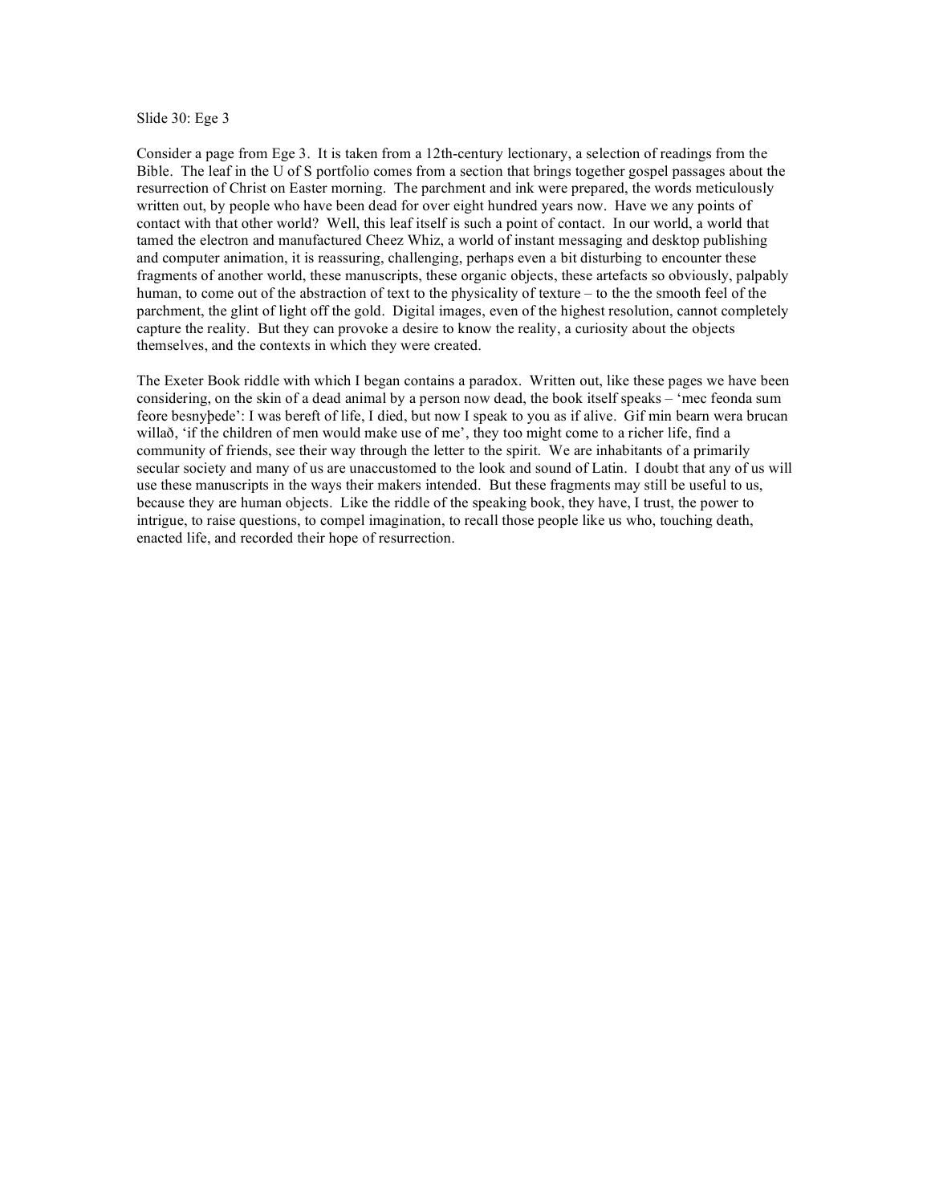Slide 30: Ege 3

Consider a page from Ege 3. It is taken from a 12th-century lectionary, a selection of readings from the Bible. The leaf in the U of S portfolio comes from a section that brings together gospel passages about the resurrection of Christ on Easter morning. The parchment and ink were prepared, the words meticulously written out, by people who have been dead for over eight hundred years now. Have we any points of contact with that other world? Well, this leaf itself is such a point of contact. In our world, a world that tamed the electron and manufactured Cheez Whiz, a world of instant messaging and desktop publishing and computer animation, it is reassuring, challenging, perhaps even a bit disturbing to encounter these fragments of another world, these manuscripts, these organic objects, these artefacts so obviously, palpably human, to come out of the abstraction of text to the physicality of texture – to the the smooth feel of the parchment, the glint of light off the gold. Digital images, even of the highest resolution, cannot completely capture the reality. But they can provoke a desire to know the reality, a curiosity about the objects themselves, and the contexts in which they were created.

The Exeter Book riddle with which I began contains a paradox. Written out, like these pages we have been considering, on the skin of a dead animal by a person now dead, the book itself speaks – 'mec feonda sum feore besnyþede': I was bereft of life, I died, but now I speak to you as if alive. Gif min bearn wera brucan willað, 'if the children of men would make use of me', they too might come to a richer life, find a community of friends, see their way through the letter to the spirit. We are inhabitants of a primarily secular society and many of us are unaccustomed to the look and sound of Latin. I doubt that any of us will use these manuscripts in the ways their makers intended. But these fragments may still be useful to us, because they are human objects. Like the riddle of the speaking book, they have, I trust, the power to intrigue, to raise questions, to compel imagination, to recall those people like us who, touching death, enacted life, and recorded their hope of resurrection.